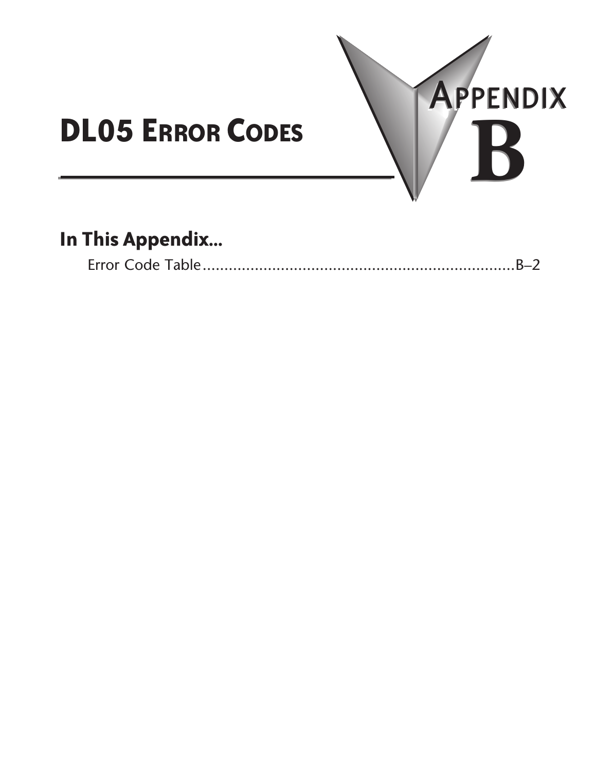# APPENDIX B

# DL05 ERROR CODES

## In This Appendix...

Error Code Table ............................................................................B–2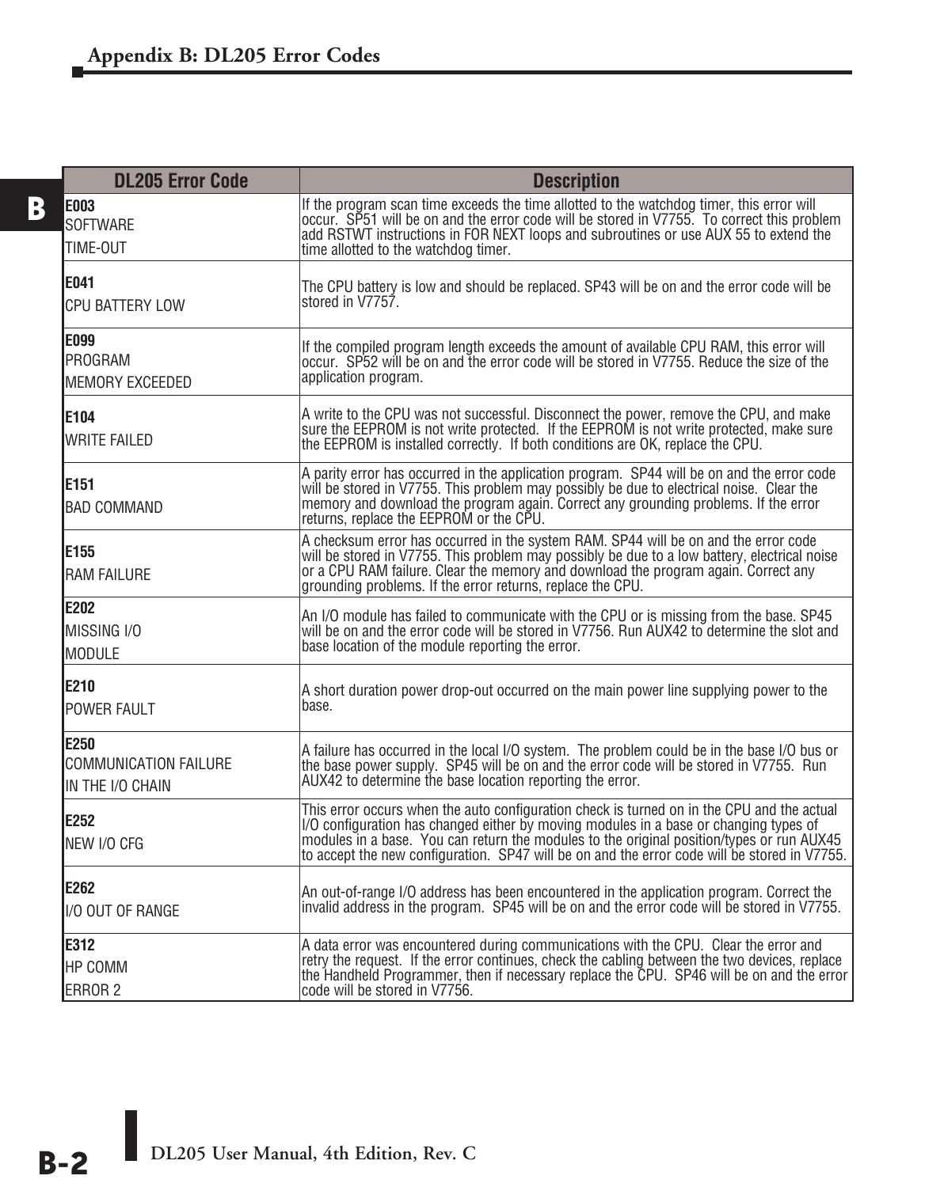| DL205 Error Code | Description |
|---|---|
| **E003**<br>SOFTWARE<br>TIME-OUT | If the program scan time exceeds the time allotted to the watchdog timer, this error will occur. SP51 will be on and the error code will be stored in V7755. To correct this problem add RSTWT instructions in FOR NEXT loops and subroutines or use AUX 55 to extend the time allotted to the watchdog timer. |
| **E041**<br>CPU BATTERY LOW | The CPU battery is low and should be replaced. SP43 will be on and the error code will be stored in V7757. |
| **E099**<br>PROGRAM<br>MEMORY EXCEEDED | If the compiled program length exceeds the amount of available CPU RAM, this error will occur. SP52 will be on and the error code will be stored in V7755. Reduce the size of the application program. |
| **E104**<br>WRITE FAILED | A write to the CPU was not successful. Disconnect the power, remove the CPU, and make sure the EEPROM is not write protected. If the EEPROM is not write protected, make sure the EEPROM is installed correctly. If both conditions are OK, replace the CPU. |
| **E151**<br>BAD COMMAND | A parity error has occurred in the application program. SP44 will be on and the error code will be stored in V7755. This problem may possibly be due to electrical noise. Clear the memory and download the program again. Correct any grounding problems. If the error returns, replace the EEPROM or the CPU. |
| **E155**<br>RAM FAILURE | A checksum error has occurred in the system RAM. SP44 will be on and the error code will be stored in V7755. This problem may possibly be due to a low battery, electrical noise or a CPU RAM failure. Clear the memory and download the program again. Correct any grounding problems. If the error returns, replace the CPU. |
| **E202**<br>MISSING I/O<br>MODULE | An I/O module has failed to communicate with the CPU or is missing from the base. SP45 will be on and the error code will be stored in V7756. Run AUX42 to determine the slot and base location of the module reporting the error. |
| **E210**<br>POWER FAULT | A short duration power drop-out occurred on the main power line supplying power to the base. |
| **E250**<br>COMMUNICATION FAILURE<br>IN THE I/O CHAIN | A failure has occurred in the local I/O system. The problem could be in the base I/O bus or the base power supply. SP45 will be on and the error code will be stored in V7755. Run AUX42 to determine the base location reporting the error. |
| **E252**<br>NEW I/O CFG | This error occurs when the auto configuration check is turned on in the CPU and the actual I/O configuration has changed either by moving modules in a base or changing types of modules in a base. You can return the modules to the original position/types or run AUX45 to accept the new configuration. SP47 will be on and the error code will be stored in V7755. |
| **E262**<br>I/O OUT OF RANGE | An out-of-range I/O address has been encountered in the application program. Correct the invalid address in the program. SP45 will be on and the error code will be stored in V7755. |
| **E312**<br>HP COMM<br>ERROR 2 | A data error was encountered during communications with the CPU. Clear the error and retry the request. If the error continues, check the cabling between the two devices, replace the Handheld Programmer, then if necessary replace the CPU. SP46 will be on and the error code will be stored in V7756. |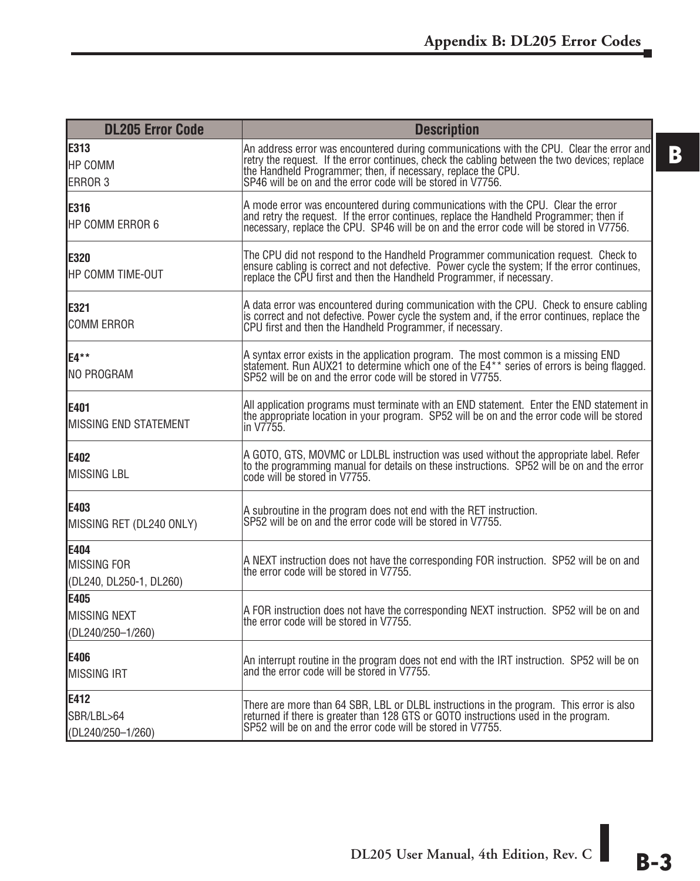| DL205 Error Code | Description |
|---|---|
| **E313**<br>HP COMM<br>ERROR 3 | An address error was encountered during communications with the CPU. Clear the error and retry the request. If the error continues, check the cabling between the two devices; replace the Handheld Programmer; then, if necessary, replace the CPU.<br>SP46 will be on and the error code will be stored in V7756. |
| **E316**<br>HP COMM ERROR 6 | A mode error was encountered during communications with the CPU. Clear the error and retry the request. If the error continues, replace the Handheld Programmer; then if necessary, replace the CPU. SP46 will be on and the error code will be stored in V7756. |
| **E320**<br>HP COMM TIME-OUT | The CPU did not respond to the Handheld Programmer communication request. Check to ensure cabling is correct and not defective. Power cycle the system; If the error continues, replace the CPU first and then the Handheld Programmer, if necessary. |
| **E321**<br>COMM ERROR | A data error was encountered during communication with the CPU. Check to ensure cabling is correct and not defective. Power cycle the system and, if the error continues, replace the CPU first and then the Handheld Programmer, if necessary. |
| **E4****<br>NO PROGRAM | A syntax error exists in the application program. The most common is a missing END statement. Run AUX21 to determine which one of the E4** series of errors is being flagged. SP52 will be on and the error code will be stored in V7755. |
| **E401**<br>MISSING END STATEMENT | All application programs must terminate with an END statement. Enter the END statement in the appropriate location in your program. SP52 will be on and the error code will be stored in V7755. |
| **E402**<br>MISSING LBL | A GOTO, GTS, MOVMC or LDLBL instruction was used without the appropriate label. Refer to the programming manual for details on these instructions. SP52 will be on and the error code will be stored in V7755. |
| **E403**<br>MISSING RET (DL240 ONLY) | A subroutine in the program does not end with the RET instruction.<br>SP52 will be on and the error code will be stored in V7755. |
| **E404**<br>MISSING FOR<br>(DL240, DL250-1, DL260) | A NEXT instruction does not have the corresponding FOR instruction. SP52 will be on and the error code will be stored in V7755. |
| **E405**<br>MISSING NEXT<br>(DL240/250–1/260) | A FOR instruction does not have the corresponding NEXT instruction. SP52 will be on and the error code will be stored in V7755. |
| **E406**<br>MISSING IRT | An interrupt routine in the program does not end with the IRT instruction. SP52 will be on and the error code will be stored in V7755. |
| **E412**<br>SBR/LBL>64<br>(DL240/250–1/260) | There are more than 64 SBR, LBL or DLBL instructions in the program. This error is also returned if there is greater than 128 GTS or GOTO instructions used in the program.<br>SP52 will be on and the error code will be stored in V7755. |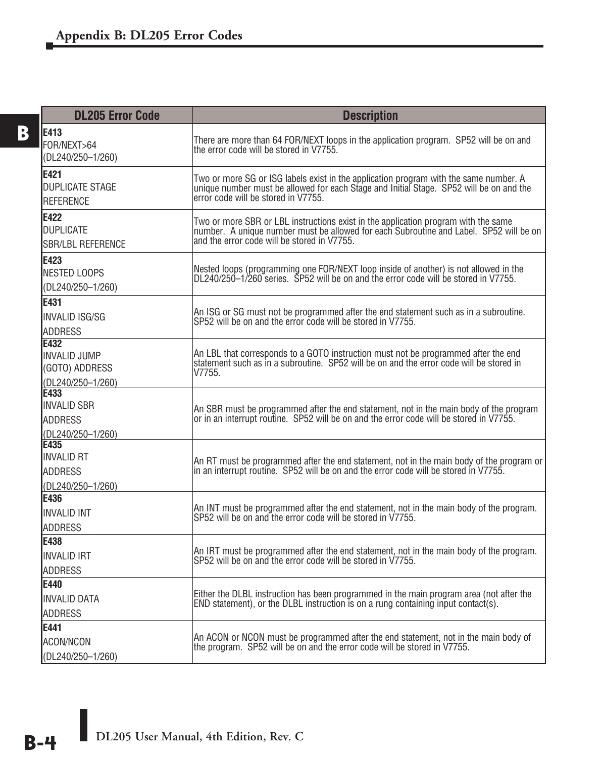| DL205 Error Code | Description |
|---|---|
| **E413** FOR/NEXT>64 (DL240/250–1/260) | There are more than 64 FOR/NEXT loops in the application program. SP52 will be on and the error code will be stored in V7755. |
| **E421** DUPLICATE STAGE REFERENCE | Two or more SG or ISG labels exist in the application program with the same number. A unique number must be allowed for each Stage and Initial Stage. SP52 will be on and the error code will be stored in V7755. |
| **E422** DUPLICATE SBR/LBL REFERENCE | Two or more SBR or LBL instructions exist in the application program with the same number. A unique number must be allowed for each Subroutine and Label. SP52 will be on and the error code will be stored in V7755. |
| **E423** NESTED LOOPS (DL240/250–1/260) | Nested loops (programming one FOR/NEXT loop inside of another) is not allowed in the DL240/250–1/260 series. SP52 will be on and the error code will be stored in V7755. |
| **E431** INVALID ISG/SG ADDRESS | An ISG or SG must not be programmed after the end statement such as in a subroutine. SP52 will be on and the error code will be stored in V7755. |
| **E432** INVALID JUMP (GOTO) ADDRESS (DL240/250–1/260) | An LBL that corresponds to a GOTO instruction must not be programmed after the end statement such as in a subroutine. SP52 will be on and the error code will be stored in V7755. |
| **E433** INVALID SBR ADDRESS (DL240/250–1/260) | An SBR must be programmed after the end statement, not in the main body of the program or in an interrupt routine. SP52 will be on and the error code will be stored in V7755. |
| **E435** INVALID RT ADDRESS (DL240/250–1/260) | An RT must be programmed after the end statement, not in the main body of the program or in an interrupt routine. SP52 will be on and the error code will be stored in V7755. |
| **E436** INVALID INT ADDRESS | An INT must be programmed after the end statement, not in the main body of the program. SP52 will be on and the error code will be stored in V7755. |
| **E438** INVALID IRT ADDRESS | An IRT must be programmed after the end statement, not in the main body of the program. SP52 will be on and the error code will be stored in V7755. |
| **E440** INVALID DATA ADDRESS | Either the DLBL instruction has been programmed in the main program area (not after the END statement), or the DLBL instruction is on a rung containing input contact(s). |
| **E441** ACON/NCON (DL240/250–1/260) | An ACON or NCON must be programmed after the end statement, not in the main body of the program. SP52 will be on and the error code will be stored in V7755. |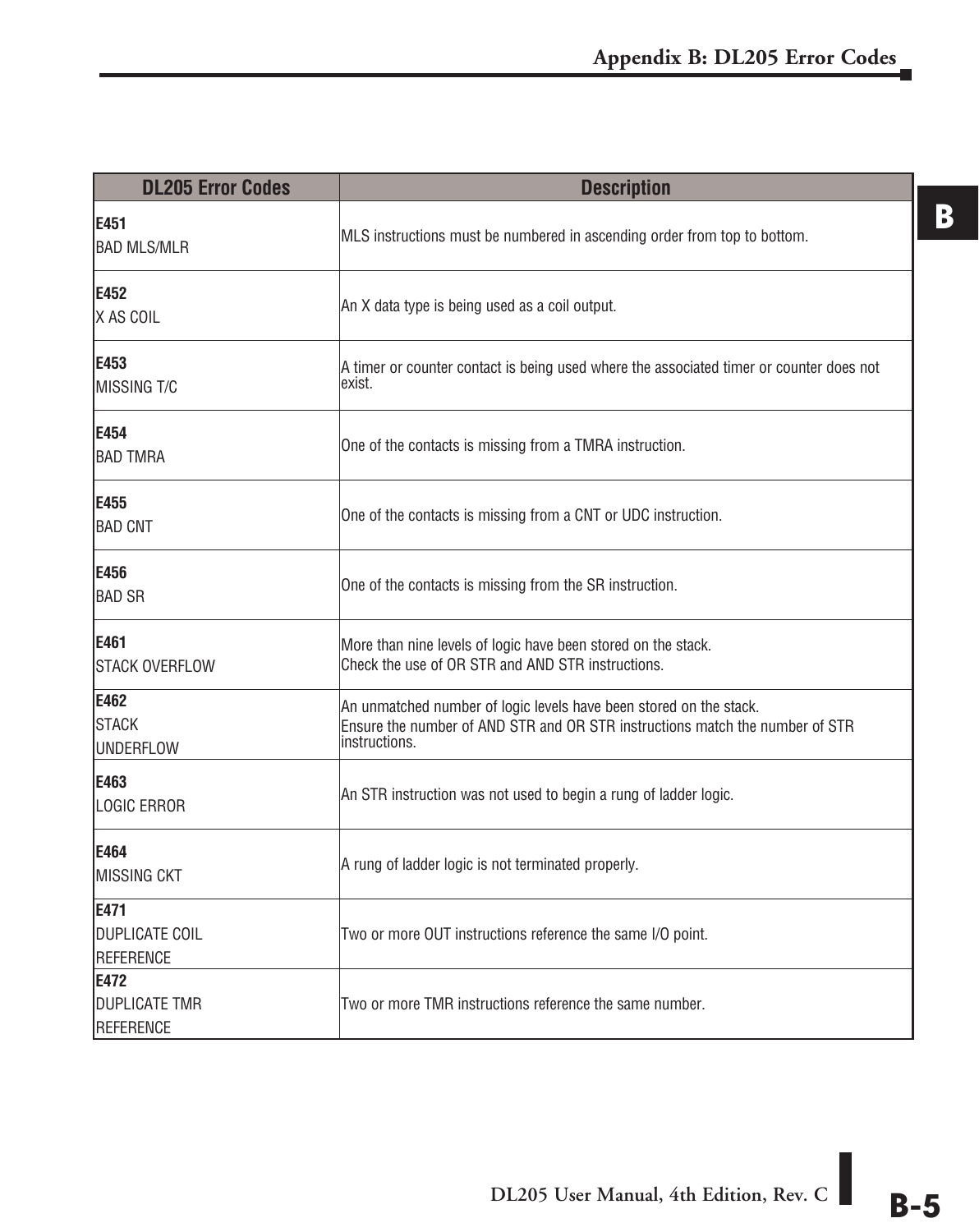| DL205 Error Codes | Description |
|---|---|
| **E451**<br>BAD MLS/MLR | MLS instructions must be numbered in ascending order from top to bottom. |
| **E452**<br>X AS COIL | An X data type is being used as a coil output. |
| **E453**<br>MISSING T/C | A timer or counter contact is being used where the associated timer or counter does not exist. |
| **E454**<br>BAD TMRA | One of the contacts is missing from a TMRA instruction. |
| **E455**<br>BAD CNT | One of the contacts is missing from a CNT or UDC instruction. |
| **E456**<br>BAD SR | One of the contacts is missing from the SR instruction. |
| **E461**<br>STACK OVERFLOW | More than nine levels of logic have been stored on the stack.<br>Check the use of OR STR and AND STR instructions. |
| **E462**<br>STACK<br>UNDERFLOW | An unmatched number of logic levels have been stored on the stack.<br>Ensure the number of AND STR and OR STR instructions match the number of STR instructions. |
| **E463**<br>LOGIC ERROR | An STR instruction was not used to begin a rung of ladder logic. |
| **E464**<br>MISSING CKT | A rung of ladder logic is not terminated properly. |
| **E471**<br>DUPLICATE COIL<br>REFERENCE | Two or more OUT instructions reference the same I/O point. |
| **E472**<br>DUPLICATE TMR<br>REFERENCE | Two or more TMR instructions reference the same number. |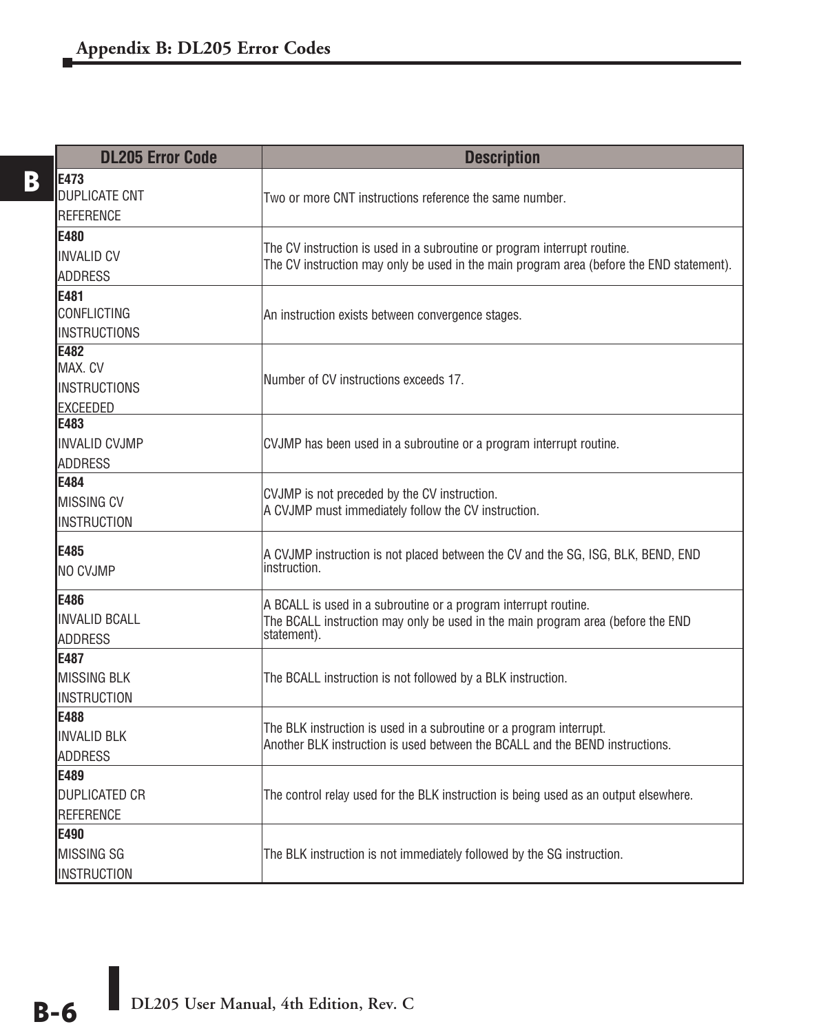| DL205 Error Code | Description |
|---|---|
| **E473** DUPLICATE CNT REFERENCE | Two or more CNT instructions reference the same number. |
| **E480** INVALID CV ADDRESS | The CV instruction is used in a subroutine or program interrupt routine. The CV instruction may only be used in the main program area (before the END statement). |
| **E481** CONFLICTING INSTRUCTIONS | An instruction exists between convergence stages. |
| **E482** MAX. CV INSTRUCTIONS EXCEEDED | Number of CV instructions exceeds 17. |
| **E483** INVALID CVJMP ADDRESS | CVJMP has been used in a subroutine or a program interrupt routine. |
| **E484** MISSING CV INSTRUCTION | CVJMP is not preceded by the CV instruction. A CVJMP must immediately follow the CV instruction. |
| **E485** NO CVJMP | A CVJMP instruction is not placed between the CV and the SG, ISG, BLK, BEND, END instruction. |
| **E486** INVALID BCALL ADDRESS | A BCALL is used in a subroutine or a program interrupt routine. The BCALL instruction may only be used in the main program area (before the END statement). |
| **E487** MISSING BLK INSTRUCTION | The BCALL instruction is not followed by a BLK instruction. |
| **E488** INVALID BLK ADDRESS | The BLK instruction is used in a subroutine or a program interrupt. Another BLK instruction is used between the BCALL and the BEND instructions. |
| **E489** DUPLICATED CR REFERENCE | The control relay used for the BLK instruction is being used as an output elsewhere. |
| **E490** MISSING SG INSTRUCTION | The BLK instruction is not immediately followed by the SG instruction. |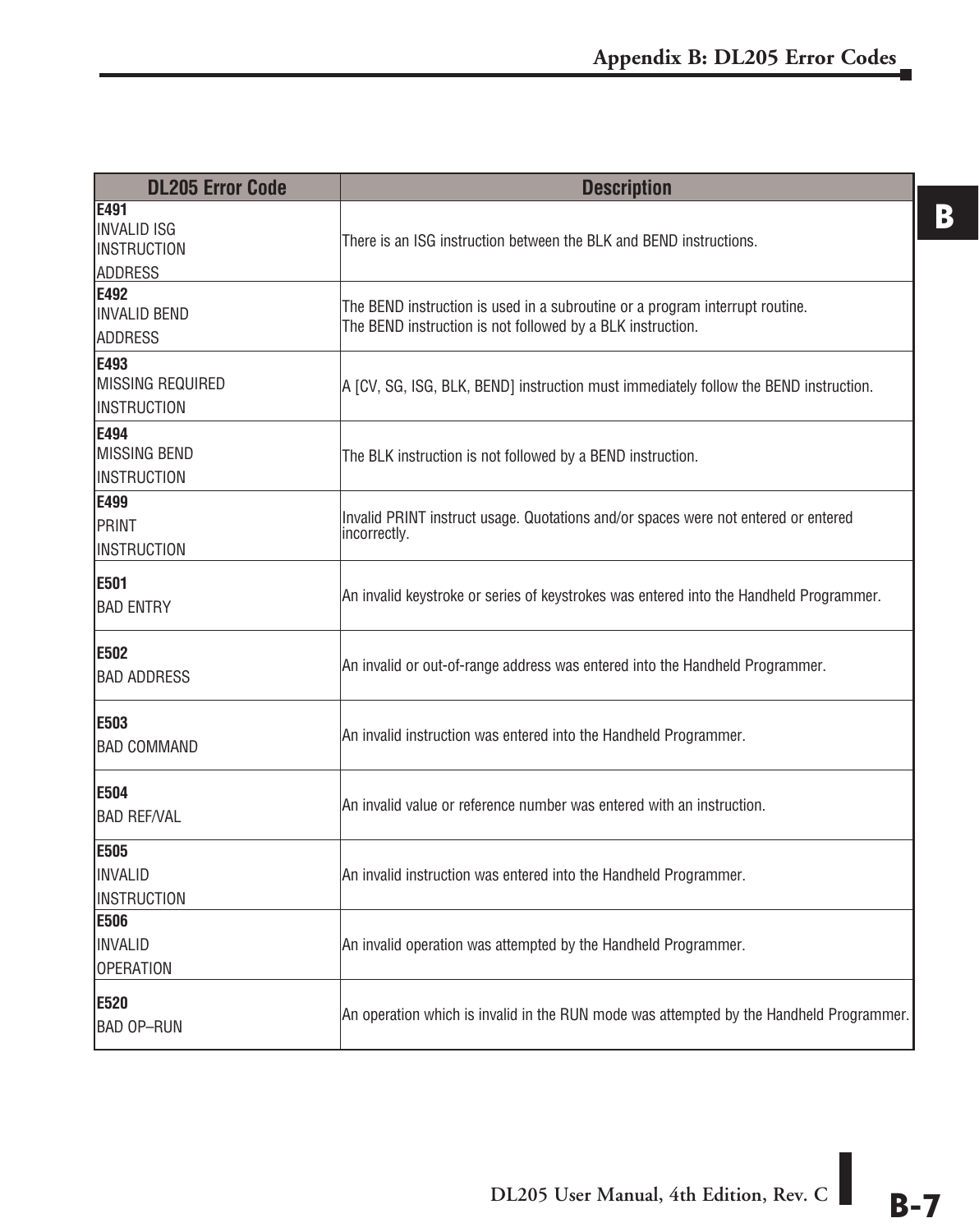| DL205 Error Code | Description |
|---|---|
| **E491** INVALID ISG INSTRUCTION ADDRESS | There is an ISG instruction between the BLK and BEND instructions. |
| **E492** INVALID BEND ADDRESS | The BEND instruction is used in a subroutine or a program interrupt routine. The BEND instruction is not followed by a BLK instruction. |
| **E493** MISSING REQUIRED INSTRUCTION | A [CV, SG, ISG, BLK, BEND] instruction must immediately follow the BEND instruction. |
| **E494** MISSING BEND INSTRUCTION | The BLK instruction is not followed by a BEND instruction. |
| **E499** PRINT INSTRUCTION | Invalid PRINT instruct usage. Quotations and/or spaces were not entered or entered incorrectly. |
| **E501** BAD ENTRY | An invalid keystroke or series of keystrokes was entered into the Handheld Programmer. |
| **E502** BAD ADDRESS | An invalid or out-of-range address was entered into the Handheld Programmer. |
| **E503** BAD COMMAND | An invalid instruction was entered into the Handheld Programmer. |
| **E504** BAD REF/VAL | An invalid value or reference number was entered with an instruction. |
| **E505** INVALID INSTRUCTION | An invalid instruction was entered into the Handheld Programmer. |
| **E506** INVALID OPERATION | An invalid operation was attempted by the Handheld Programmer. |
| **E520** BAD OP–RUN | An operation which is invalid in the RUN mode was attempted by the Handheld Programmer. |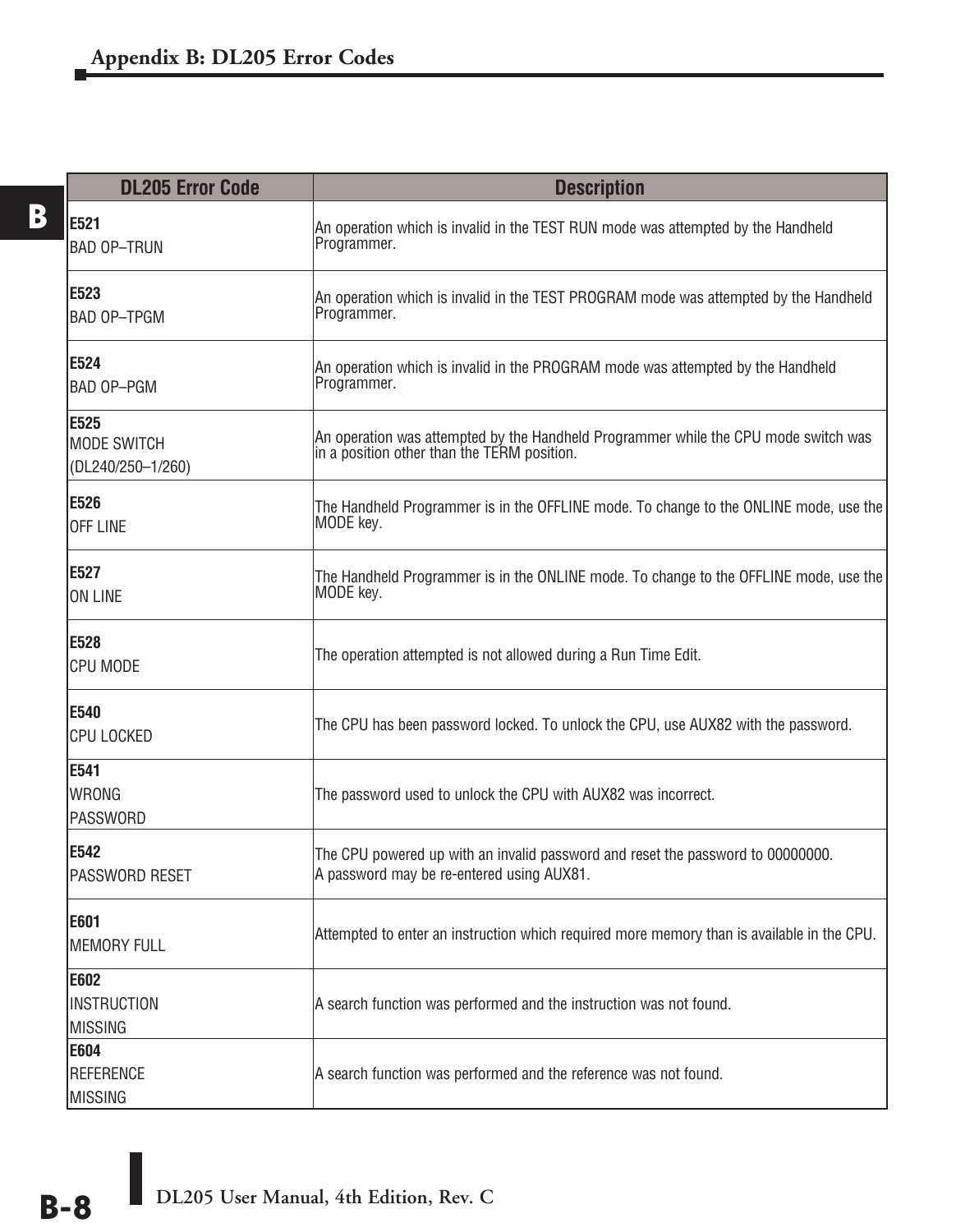| DL205 Error Code | Description |
|---|---|
| **E521** BAD OP–TRUN | An operation which is invalid in the TEST RUN mode was attempted by the Handheld Programmer. |
| **E523** BAD OP–TPGM | An operation which is invalid in the TEST PROGRAM mode was attempted by the Handheld Programmer. |
| **E524** BAD OP–PGM | An operation which is invalid in the PROGRAM mode was attempted by the Handheld Programmer. |
| **E525** MODE SWITCH (DL240/250–1/260) | An operation was attempted by the Handheld Programmer while the CPU mode switch was in a position other than the TERM position. |
| **E526** OFF LINE | The Handheld Programmer is in the OFFLINE mode. To change to the ONLINE mode, use the MODE key. |
| **E527** ON LINE | The Handheld Programmer is in the ONLINE mode. To change to the OFFLINE mode, use the MODE key. |
| **E528** CPU MODE | The operation attempted is not allowed during a Run Time Edit. |
| **E540** CPU LOCKED | The CPU has been password locked. To unlock the CPU, use AUX82 with the password. |
| **E541** WRONG PASSWORD | The password used to unlock the CPU with AUX82 was incorrect. |
| **E542** PASSWORD RESET | The CPU powered up with an invalid password and reset the password to 00000000. A password may be re-entered using AUX81. |
| **E601** MEMORY FULL | Attempted to enter an instruction which required more memory than is available in the CPU. |
| **E602** INSTRUCTION MISSING | A search function was performed and the instruction was not found. |
| **E604** REFERENCE MISSING | A search function was performed and the reference was not found. |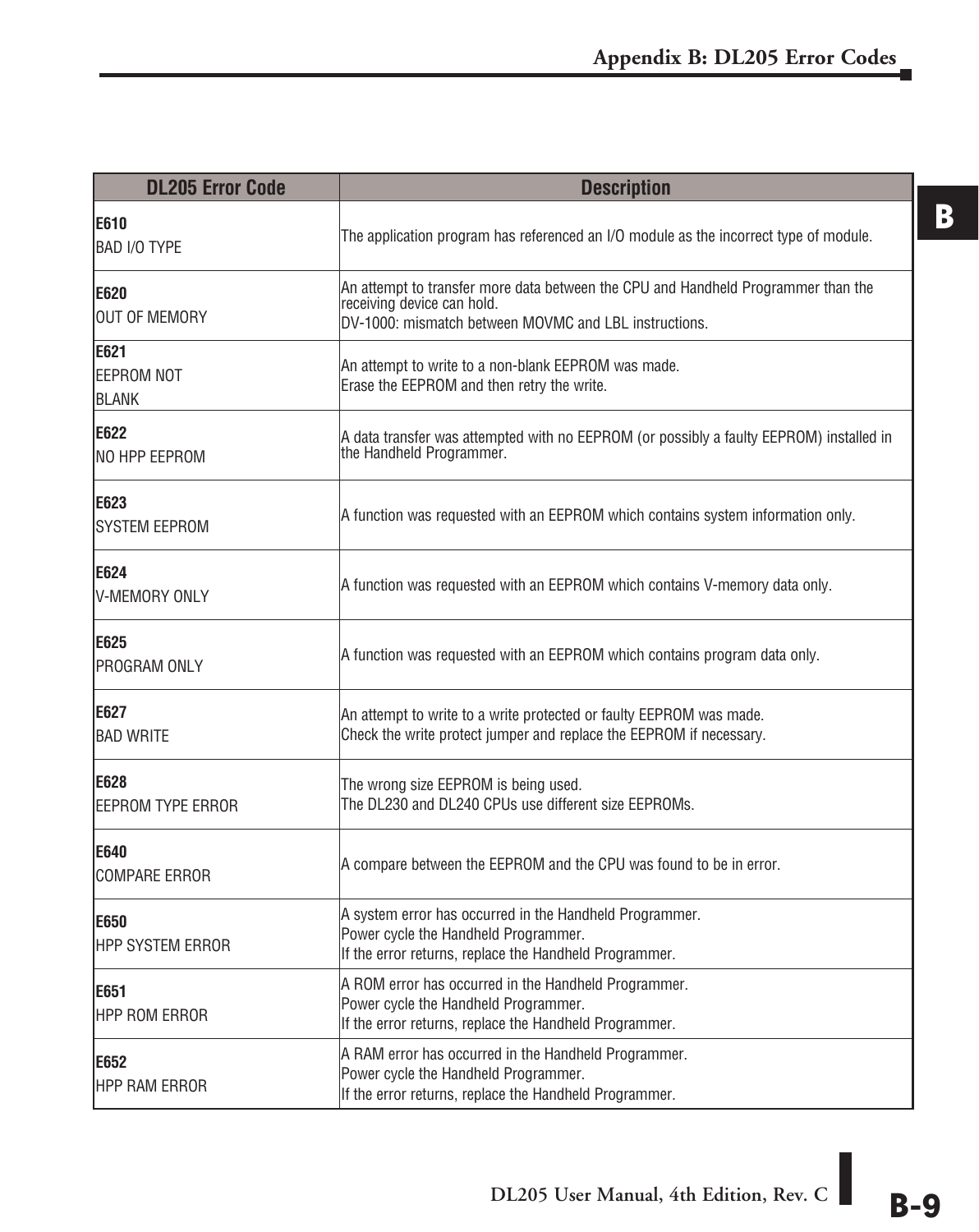| DL205 Error Code | Description |
|---|---|
| **E610**<br>BAD I/O TYPE | The application program has referenced an I/O module as the incorrect type of module. |
| **E620**<br>OUT OF MEMORY | An attempt to transfer more data between the CPU and Handheld Programmer than the receiving device can hold.<br>DV-1000: mismatch between MOVMC and LBL instructions. |
| **E621**<br>EEPROM NOT BLANK | An attempt to write to a non-blank EEPROM was made.<br>Erase the EEPROM and then retry the write. |
| **E622**<br>NO HPP EEPROM | A data transfer was attempted with no EEPROM (or possibly a faulty EEPROM) installed in the Handheld Programmer. |
| **E623**<br>SYSTEM EEPROM | A function was requested with an EEPROM which contains system information only. |
| **E624**<br>V-MEMORY ONLY | A function was requested with an EEPROM which contains V-memory data only. |
| **E625**<br>PROGRAM ONLY | A function was requested with an EEPROM which contains program data only. |
| **E627**<br>BAD WRITE | An attempt to write to a write protected or faulty EEPROM was made.<br>Check the write protect jumper and replace the EEPROM if necessary. |
| **E628**<br>EEPROM TYPE ERROR | The wrong size EEPROM is being used.<br>The DL230 and DL240 CPUs use different size EEPROMs. |
| **E640**<br>COMPARE ERROR | A compare between the EEPROM and the CPU was found to be in error. |
| **E650**<br>HPP SYSTEM ERROR | A system error has occurred in the Handheld Programmer.<br>Power cycle the Handheld Programmer.<br>If the error returns, replace the Handheld Programmer. |
| **E651**<br>HPP ROM ERROR | A ROM error has occurred in the Handheld Programmer.<br>Power cycle the Handheld Programmer.<br>If the error returns, replace the Handheld Programmer. |
| **E652**<br>HPP RAM ERROR | A RAM error has occurred in the Handheld Programmer.<br>Power cycle the Handheld Programmer.<br>If the error returns, replace the Handheld Programmer. |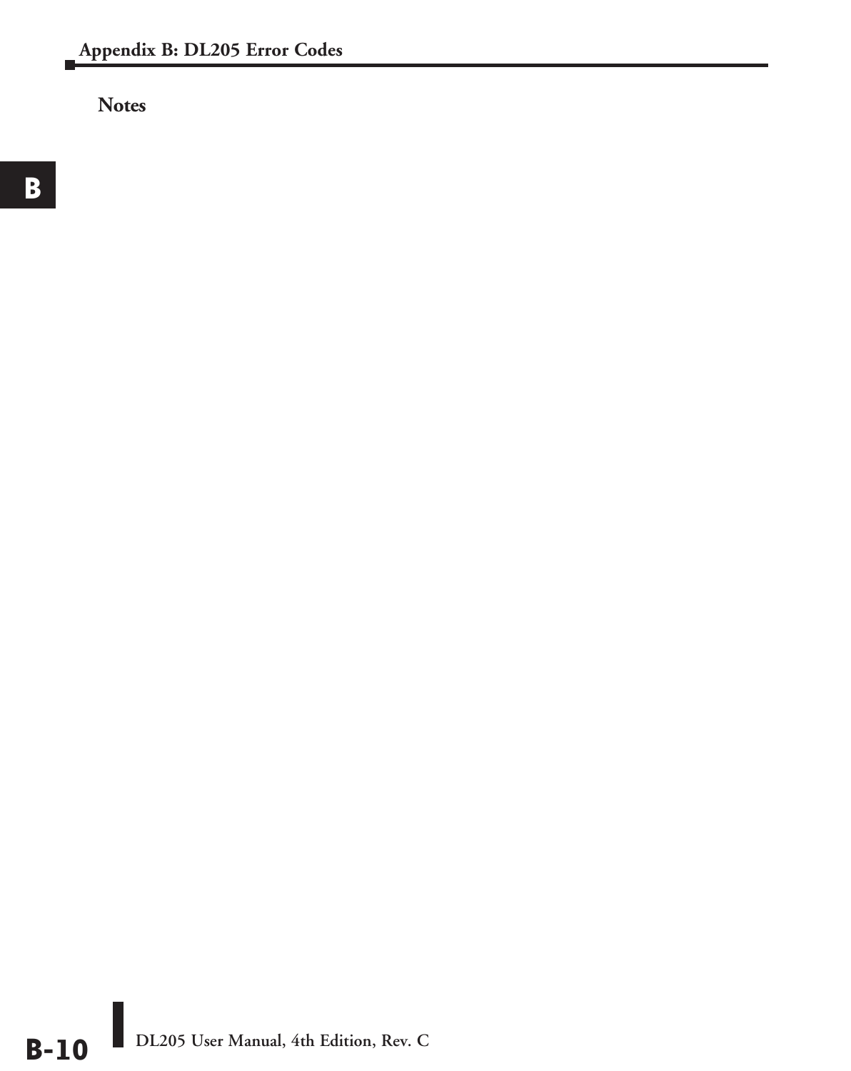## Notes